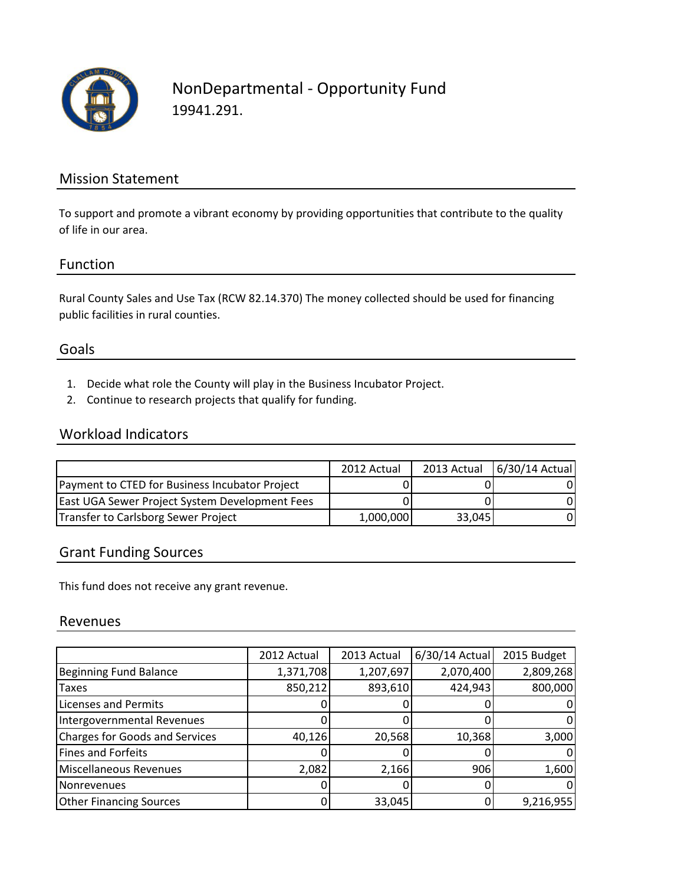# NonDepartmental - Opportunity Fund

19941.291.

## Mission Statement

To support and promote a vibrant economy by providing opportunities that contribute to the quality of life in our area.

## Function

Rural County Sales and Use Tax (RCW 82.14.370) The money collected should be used for financing public facilities in rural counties.

## Goals

1. Decide what role the County will play in the Business Incubator Project.
2. Continue to research projects that qualify for funding.

## Workload Indicators

| | 2012 Actual | 2013 Actual | 6/30/14 Actual |
|---|---|---|---|
| Payment to CTED for Business Incubator Project | 0 | 0 | 0 |
| East UGA Sewer Project System Development Fees | 0 | 0 | 0 |
| Transfer to Carlsborg Sewer Project | 1,000,000 | 33,045 | 0 |

## Grant Funding Sources

This fund does not receive any grant revenue.

## Revenues

| | 2012 Actual | 2013 Actual | 6/30/14 Actual | 2015 Budget |
|---|---|---|---|---|
| Beginning Fund Balance | 1,371,708 | 1,207,697 | 2,070,400 | 2,809,268 |
| Taxes | 850,212 | 893,610 | 424,943 | 800,000 |
| Licenses and Permits | 0 | 0 | 0 | 0 |
| Intergovernmental Revenues | 0 | 0 | 0 | 0 |
| Charges for Goods and Services | 40,126 | 20,568 | 10,368 | 3,000 |
| Fines and Forfeits | 0 | 0 | 0 | 0 |
| Miscellaneous Revenues | 2,082 | 2,166 | 906 | 1,600 |
| Nonrevenues | 0 | 0 | 0 | 0 |
| Other Financing Sources | 0 | 33,045 | 0 | 9,216,955 |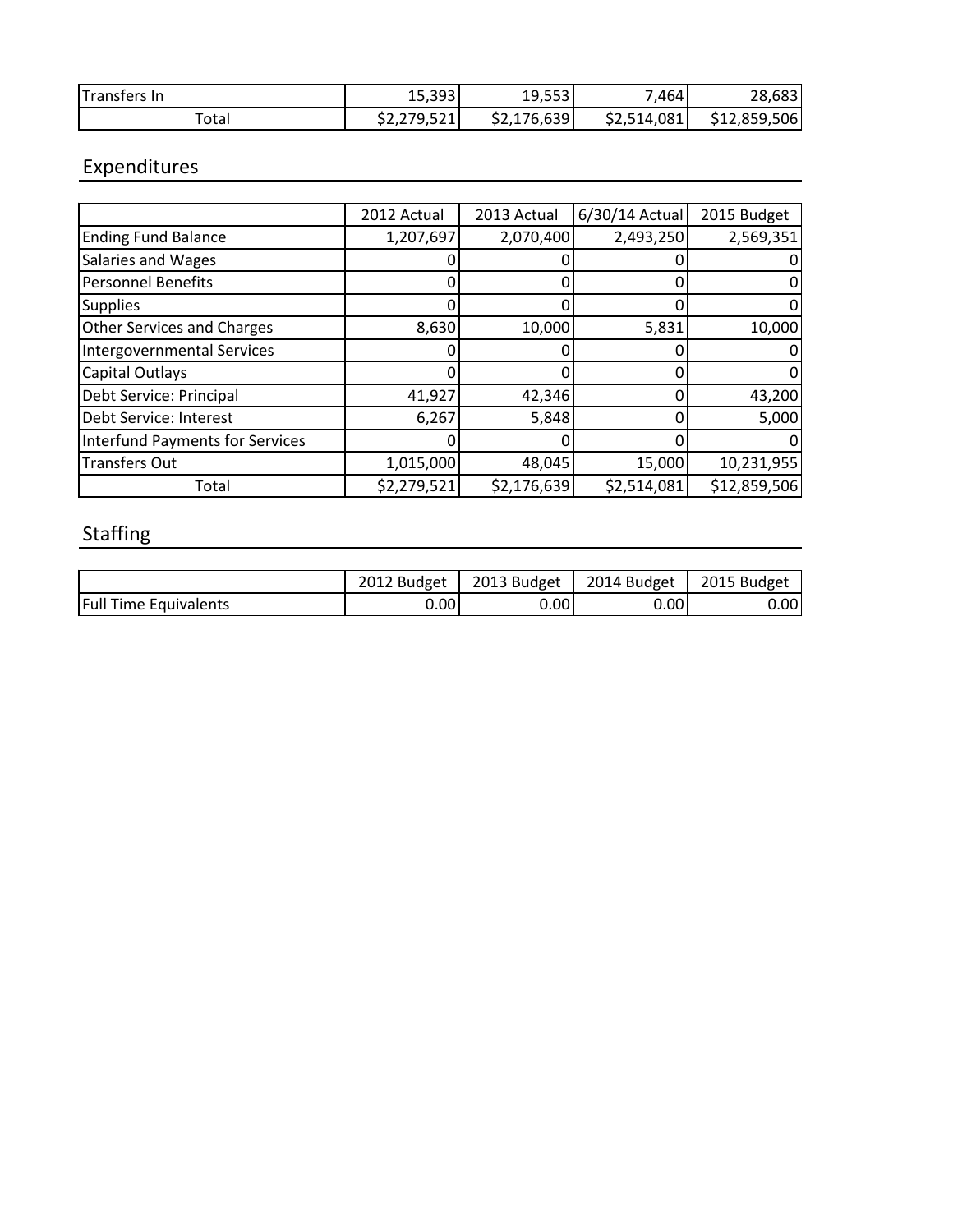| | | | | |
|---|---|---|---|---|
| Transfers In | 15,393 | 19,553 | 7,464 | 28,683 |
| Total | $2,279,521 | $2,176,639 | $2,514,081 | $12,859,506 |

## Expenditures

| | 2012 Actual | 2013 Actual | 6/30/14 Actual | 2015 Budget |
|---|---|---|---|---|
| Ending Fund Balance | 1,207,697 | 2,070,400 | 2,493,250 | 2,569,351 |
| Salaries and Wages | 0 | 0 | 0 | 0 |
| Personnel Benefits | 0 | 0 | 0 | 0 |
| Supplies | 0 | 0 | 0 | 0 |
| Other Services and Charges | 8,630 | 10,000 | 5,831 | 10,000 |
| Intergovernmental Services | 0 | 0 | 0 | 0 |
| Capital Outlays | 0 | 0 | 0 | 0 |
| Debt Service: Principal | 41,927 | 42,346 | 0 | 43,200 |
| Debt Service: Interest | 6,267 | 5,848 | 0 | 5,000 |
| Interfund Payments for Services | 0 | 0 | 0 | 0 |
| Transfers Out | 1,015,000 | 48,045 | 15,000 | 10,231,955 |
| Total | $2,279,521 | $2,176,639 | $2,514,081 | $12,859,506 |

## Staffing

| | 2012 Budget | 2013 Budget | 2014 Budget | 2015 Budget |
|---|---|---|---|---|
| Full Time Equivalents | 0.00 | 0.00 | 0.00 | 0.00 |